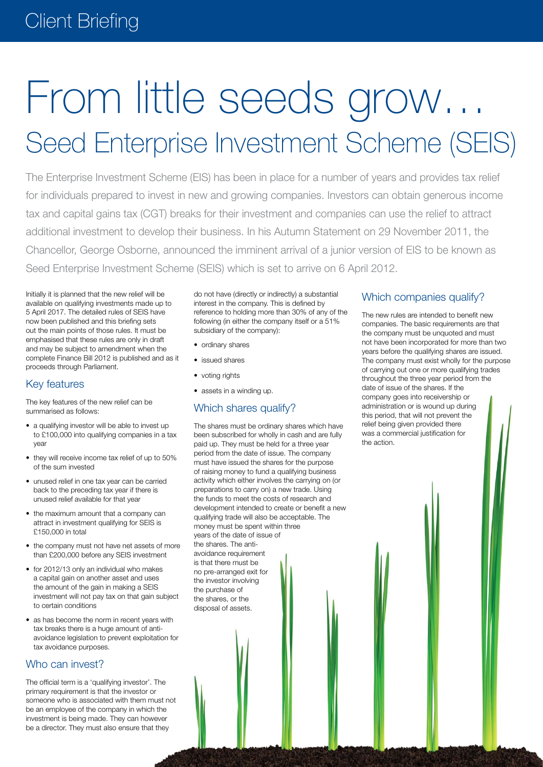# From little seeds grow…

## Seed Enterprise Investment Scheme (SEIS)

The Enterprise Investment Scheme (EIS) has been in place for a number of years and provides tax relief for individuals prepared to invest in new and growing companies. Investors can obtain generous income tax and capital gains tax (CGT) breaks for their investment and companies can use the relief to attract additional investment to develop their business. In his Autumn Statement on 29 November 2011, the Chancellor, George Osborne, announced the imminent arrival of a junior version of EIS to be known as Seed Enterprise Investment Scheme (SEIS) which is set to arrive on 6 April 2012.

Initially it is planned that the new relief will be available on qualifying investments made up to 5 April 2017. The detailed rules of SEIS have now been published and this briefing sets out the main points of those rules. It must be emphasised that these rules are only in draft and may be subject to amendment when the complete Finance Bill 2012 is published and as it proceeds through Parliament.

### Key features

The key features of the new relief can be summarised as follows:

- a qualifying investor will be able to invest up to £100,000 into qualifying companies in a tax year
- they will receive income tax relief of up to 50% of the sum invested
- unused relief in one tax year can be carried back to the preceding tax year if there is unused relief available for that year
- the maximum amount that a company can attract in investment qualifying for SEIS is £150,000 in total
- the company must not have net assets of more than £200,000 before any SEIS investment
- for 2012/13 only an individual who makes a capital gain on another asset and uses the amount of the gain in making a SEIS investment will not pay tax on that gain subject to certain conditions
- as has become the norm in recent years with tax breaks there is a huge amount of anti-avoidance legislation to prevent exploitation for tax avoidance purposes.

### Who can invest?

The official term is a 'qualifying investor'. The primary requirement is that the investor or someone who is associated with them must not be an employee of the company in which the investment is being made. They can however be a director. They must also ensure that they do not have (directly or indirectly) a substantial interest in the company. This is defined by reference to holding more than 30% of any of the following (in either the company itself or a 51% subsidiary of the company):

- ordinary shares
- issued shares
- voting rights
- assets in a winding up.

### Which shares qualify?

The shares must be ordinary shares which have been subscribed for wholly in cash and are fully paid up. They must be held for a three year period from the date of issue. The company must have issued the shares for the purpose of raising money to fund a qualifying business activity which either involves the carrying on (or preparations to carry on) a new trade. Using the funds to meet the costs of research and development intended to create or benefit a new qualifying trade will also be acceptable. The money must be spent within three years of the date of issue of the shares. The anti-avoidance requirement is that there must be no pre-arranged exit for the investor involving the purchase of the shares, or the disposal of assets.

### Which companies qualify?

The new rules are intended to benefit new companies. The basic requirements are that the company must be unquoted and must not have been incorporated for more than two years before the qualifying shares are issued. The company must exist wholly for the purpose of carrying out one or more qualifying trades throughout the three year period from the date of issue of the shares. If the company goes into receivership or administration or is wound up during this period, that will not prevent the relief being given provided there was a commercial justification for the action.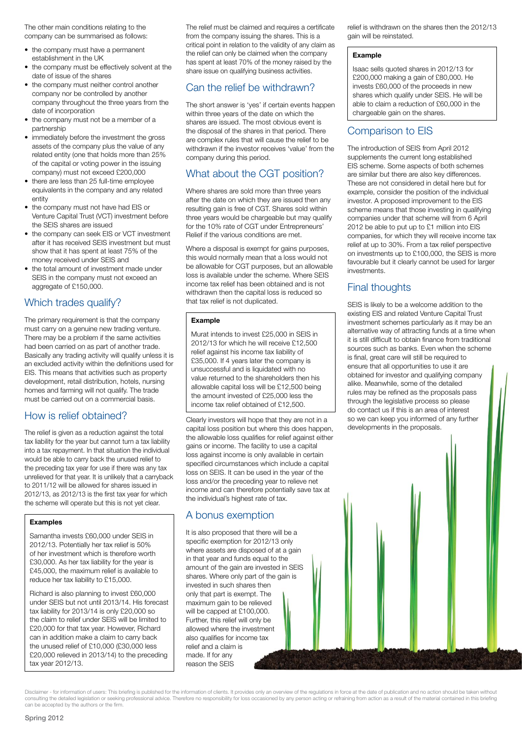The other main conditions relating to the company can be summarised as follows:

- the company must have a permanent establishment in the UK
- the company must be effectively solvent at the date of issue of the shares
- the company must neither control another company nor be controlled by another company throughout the three years from the date of incorporation
- the company must not be a member of a partnership
- immediately before the investment the gross assets of the company plus the value of any related entity (one that holds more than 25% of the capital or voting power in the issuing company) must not exceed £200,000
- there are less than 25 full-time employee equivalents in the company and any related entity
- the company must not have had EIS or Venture Capital Trust (VCT) investment before the SEIS shares are issued
- the company can seek EIS or VCT investment after it has received SEIS investment but must show that it has spent at least 75% of the money received under SEIS and
- the total amount of investment made under SEIS in the company must not exceed an aggregate of £150,000.

## Which trades qualify?

The primary requirement is that the company must carry on a genuine new trading venture. There may be a problem if the same activities had been carried on as part of another trade. Basically any trading activity will qualify unless it is an excluded activity within the definitions used for EIS. This means that activities such as property development, retail distribution, hotels, nursing homes and farming will not qualify. The trade must be carried out on a commercial basis.

## How is relief obtained?

The relief is given as a reduction against the total tax liability for the year but cannot turn a tax liability into a tax repayment. In that situation the individual would be able to carry back the unused relief to the preceding tax year for use if there was any tax unrelieved for that year. It is unlikely that a carryback to 2011/12 will be allowed for shares issued in 2012/13, as 2012/13 is the first tax year for which the scheme will operate but this is not yet clear.

> **Examples**
>
> Samantha invests £60,000 under SEIS in 2012/13. Potentially her tax relief is 50% of her investment which is therefore worth £30,000. As her tax liability for the year is £45,000, the maximum relief is available to reduce her tax liability to £15,000.
>
> Richard is also planning to invest £60,000 under SEIS but not until 2013/14. His forecast tax liability for 2013/14 is only £20,000 so the claim to relief under SEIS will be limited to £20,000 for that tax year. However, Richard can in addition make a claim to carry back the unused relief of £10,000 (£30,000 less £20,000 relieved in 2013/14) to the preceding tax year 2012/13.

The relief must be claimed and requires a certificate from the company issuing the shares. This is a critical point in relation to the validity of any claim as the relief can only be claimed when the company has spent at least 70% of the money raised by the share issue on qualifying business activities.

## Can the relief be withdrawn?

The short answer is 'yes' if certain events happen within three years of the date on which the shares are issued. The most obvious event is the disposal of the shares in that period. There are complex rules that will cause the relief to be withdrawn if the investor receives 'value' from the company during this period.

## What about the CGT position?

Where shares are sold more than three years after the date on which they are issued then any resulting gain is free of CGT. Shares sold within three years would be chargeable but may qualify for the 10% rate of CGT under Entrepreneurs' Relief if the various conditions are met.

Where a disposal is exempt for gains purposes, this would normally mean that a loss would not be allowable for CGT purposes, but an allowable loss is available under the scheme. Where SEIS income tax relief has been obtained and is not withdrawn then the capital loss is reduced so that tax relief is not duplicated.

> **Example**
>
> Murat intends to invest £25,000 in SEIS in 2012/13 for which he will receive £12,500 relief against his income tax liability of £35,000. If 4 years later the company is unsuccessful and is liquidated with no value returned to the shareholders then his allowable capital loss will be £12,500 being the amount invested of £25,000 less the income tax relief obtained of £12,500.

Clearly investors will hope that they are not in a capital loss position but where this does happen, the allowable loss qualifies for relief against either gains or income. The facility to use a capital loss against income is only available in certain specified circumstances which include a capital loss on SEIS. It can be used in the year of the loss and/or the preceding year to relieve net income and can therefore potentially save tax at the individual's highest rate of tax.

## A bonus exemption

It is also proposed that there will be a specific exemption for 2012/13 only where assets are disposed of at a gain in that year and funds equal to the amount of the gain are invested in SEIS shares. Where only part of the gain is invested in such shares then only that part is exempt. The maximum gain to be relieved will be capped at £100,000. Further, this relief will only be allowed where the investment also qualifies for income tax relief and a claim is made. If for any reason the SEIS relief is withdrawn on the shares then the 2012/13 gain will be reinstated.

> **Example**
>
> Isaac sells quoted shares in 2012/13 for £200,000 making a gain of £80,000. He invests £60,000 of the proceeds in new shares which qualify under SEIS. He will be able to claim a reduction of £60,000 in the chargeable gain on the shares.

## Comparison to EIS

The introduction of SEIS from April 2012 supplements the current long established EIS scheme. Some aspects of both schemes are similar but there are also key differences. These are not considered in detail here but for example, consider the position of the individual investor. A proposed improvement to the EIS scheme means that those investing in qualifying companies under that scheme will from 6 April 2012 be able to put up to £1 million into EIS companies, for which they will receive income tax relief at up to 30%. From a tax relief perspective on investments up to £100,000, the SEIS is more favourable but it clearly cannot be used for larger investments.

## Final thoughts

SEIS is likely to be a welcome addition to the existing EIS and related Venture Capital Trust investment schemes particularly as it may be an alternative way of attracting funds at a time when it is still difficult to obtain finance from traditional sources such as banks. Even when the scheme is final, great care will still be required to ensure that all opportunities to use it are obtained for investor and qualifying company alike. Meanwhile, some of the detailed rules may be refined as the proposals pass through the legislative process so please do contact us if this is an area of interest so we can keep you informed of any further developments in the proposals.

Disclaimer - for information of users: This briefing is published for the information of clients. It provides only an overview of the regulations in force at the date of publication and no action should be taken without consulting the detailed legislation or seeking professional advice. Therefore no responsibility for loss occasioned by any person acting or refraining from action as a result of the material contained in this briefing can be accepted by the authors or the firm.

Spring 2012